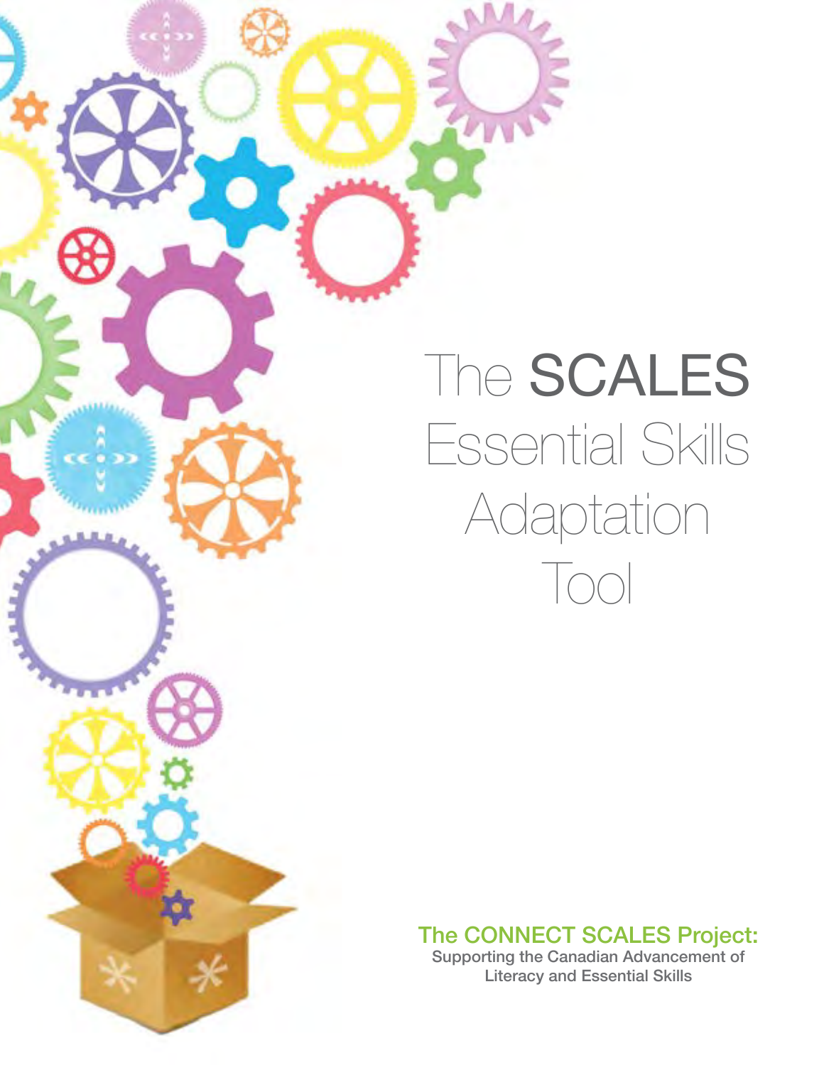# The SCALES Essential Skills Adaptation Tool

**The CONNECT SCALES Project:**
Supporting the Canadian Advancement of Literacy and Essential Skills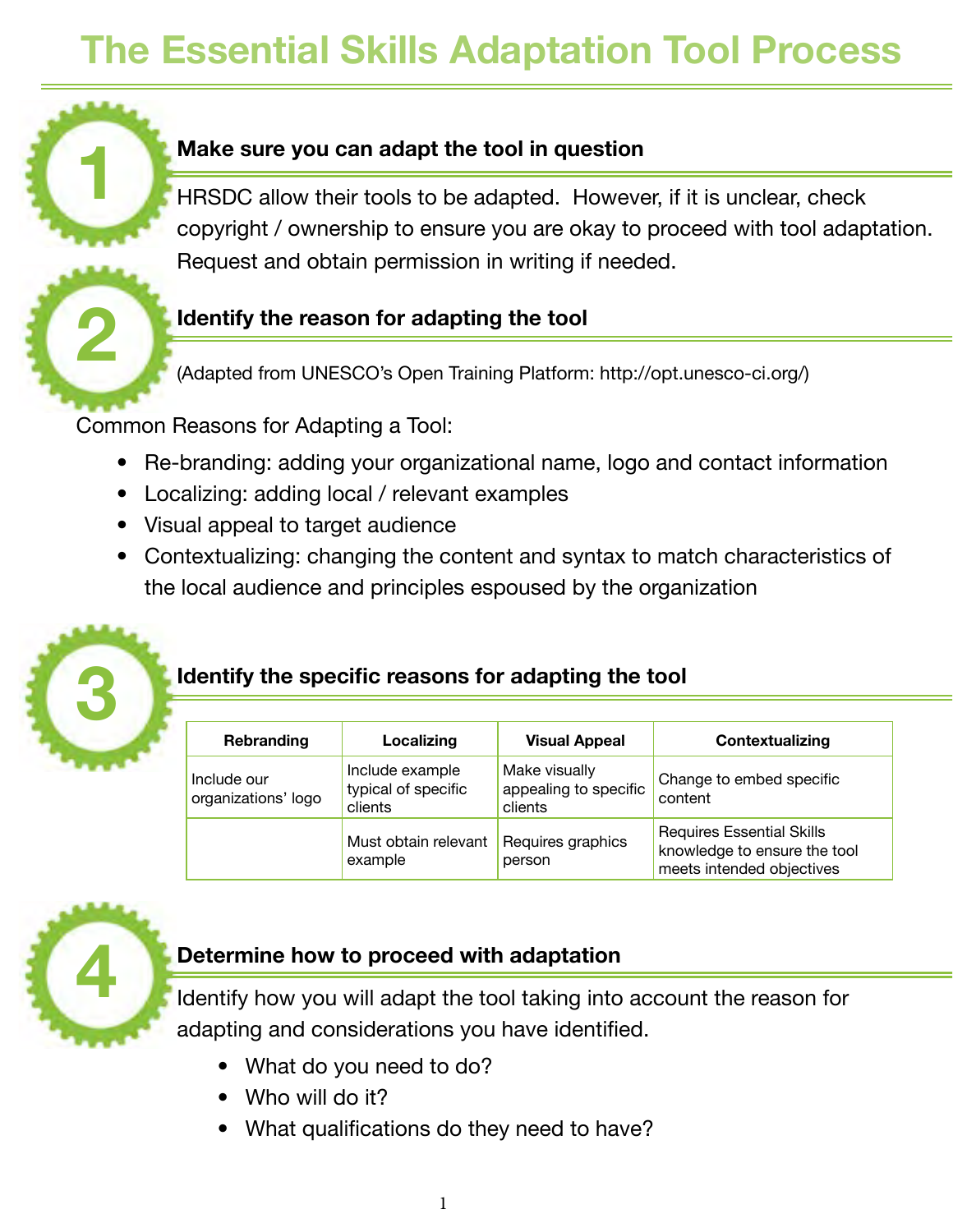# The Essential Skills Adaptation Tool Process

## 1 Make sure you can adapt the tool in question

HRSDC allow their tools to be adapted. However, if it is unclear, check copyright / ownership to ensure you are okay to proceed with tool adaptation. Request and obtain permission in writing if needed.

## 2 Identify the reason for adapting the tool

(Adapted from UNESCO's Open Training Platform: http://opt.unesco-ci.org/)

Common Reasons for Adapting a Tool:

- Re-branding: adding your organizational name, logo and contact information
- Localizing: adding local / relevant examples
- Visual appeal to target audience
- Contextualizing: changing the content and syntax to match characteristics of the local audience and principles espoused by the organization

## 3 Identify the specific reasons for adapting the tool

| Rebranding | Localizing | Visual Appeal | Contextualizing |
|---|---|---|---|
| Include our organizations' logo | Include example typical of specific clients | Make visually appealing to specific clients | Change to embed specific content |
| | Must obtain relevant example | Requires graphics person | Requires Essential Skills knowledge to ensure the tool meets intended objectives |

## 4 Determine how to proceed with adaptation

Identify how you will adapt the tool taking into account the reason for adapting and considerations you have identified.

- What do you need to do?
- Who will do it?
- What qualifications do they need to have?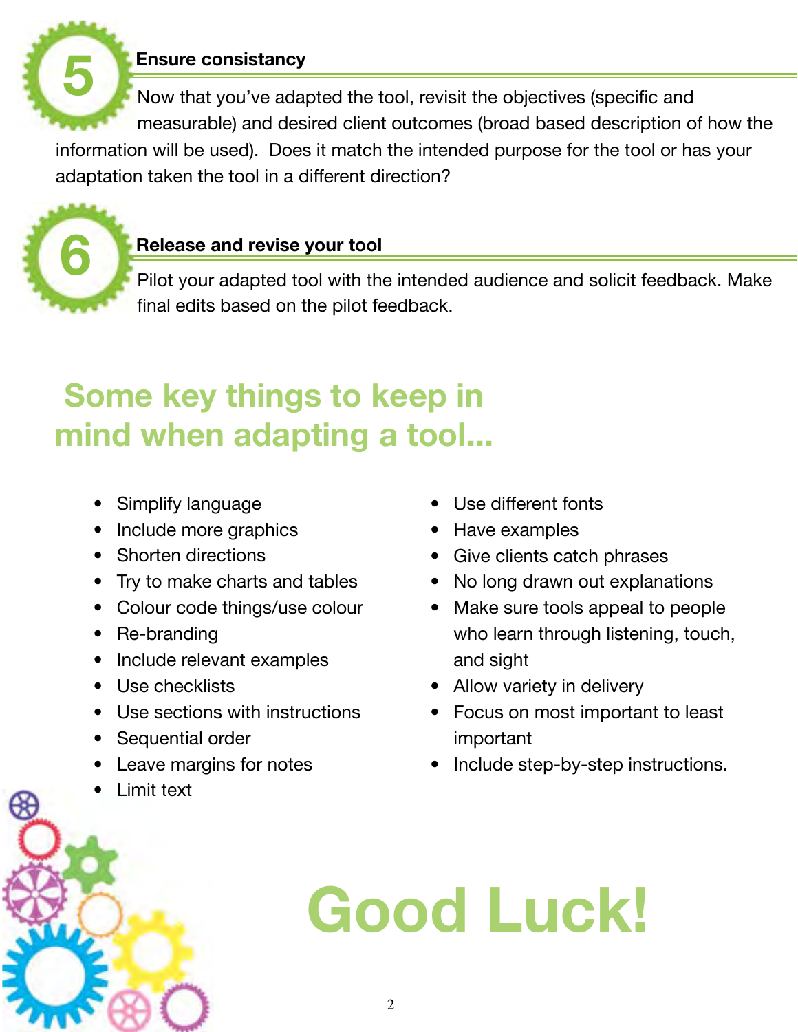## 5 Ensure consistancy

Now that you've adapted the tool, revisit the objectives (specific and measurable) and desired client outcomes (broad based description of how the information will be used). Does it match the intended purpose for the tool or has your adaptation taken the tool in a different direction?

## 6 Release and revise your tool

Pilot your adapted tool with the intended audience and solicit feedback. Make final edits based on the pilot feedback.

# Some key things to keep in mind when adapting a tool...

- Simplify language
- Include more graphics
- Shorten directions
- Try to make charts and tables
- Colour code things/use colour
- Re-branding
- Include relevant examples
- Use checklists
- Use sections with instructions
- Sequential order
- Leave margins for notes
- Limit text
- Use different fonts
- Have examples
- Give clients catch phrases
- No long drawn out explanations
- Make sure tools appeal to people who learn through listening, touch, and sight
- Allow variety in delivery
- Focus on most important to least important
- Include step-by-step instructions.

# Good Luck!